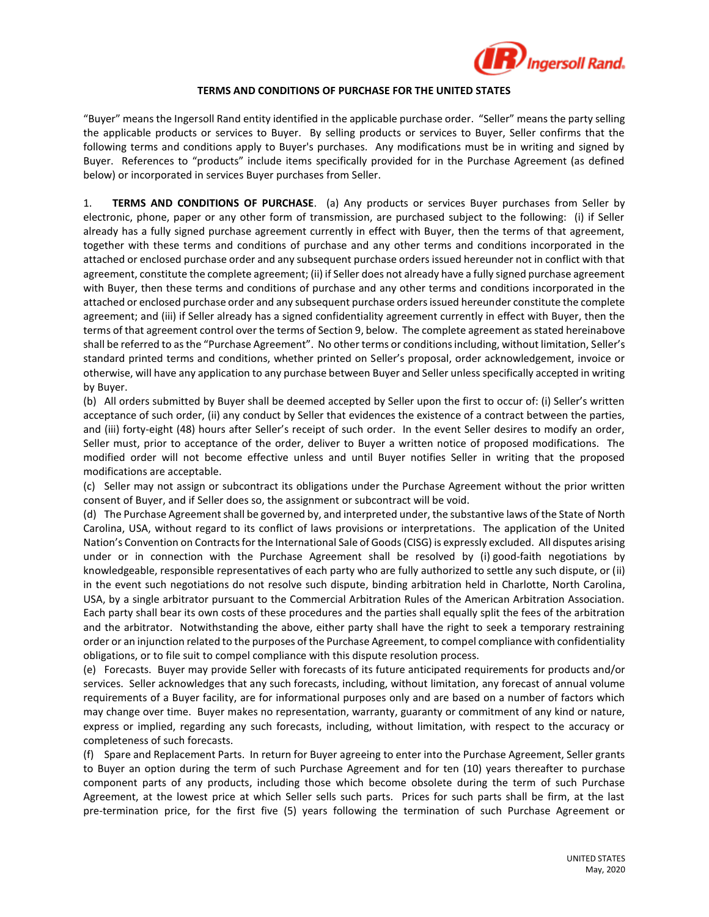# TERMS AND CONDITIONS OF PURCHASE FOR THE UNITED STATES

"Buyer" means the Ingersoll Rand entity identified in the applicable purchase order. "Seller" means the party selling the applicable products or services to Buyer. By selling products or services to Buyer, Seller confirms that the following terms and conditions apply to Buyer's purchases. Any modifications must be in writing and signed by Buyer. References to "products" include items specifically provided for in the Purchase Agreement (as defined below) or incorporated in services Buyer purchases from Seller.

1. **TERMS AND CONDITIONS OF PURCHASE**. (a) Any products or services Buyer purchases from Seller by electronic, phone, paper or any other form of transmission, are purchased subject to the following: (i) if Seller already has a fully signed purchase agreement currently in effect with Buyer, then the terms of that agreement, together with these terms and conditions of purchase and any other terms and conditions incorporated in the attached or enclosed purchase order and any subsequent purchase orders issued hereunder not in conflict with that agreement, constitute the complete agreement; (ii) if Seller does not already have a fully signed purchase agreement with Buyer, then these terms and conditions of purchase and any other terms and conditions incorporated in the attached or enclosed purchase order and any subsequent purchase orders issued hereunder constitute the complete agreement; and (iii) if Seller already has a signed confidentiality agreement currently in effect with Buyer, then the terms of that agreement control over the terms of Section 9, below. The complete agreement as stated hereinabove shall be referred to as the "Purchase Agreement". No other terms or conditions including, without limitation, Seller's standard printed terms and conditions, whether printed on Seller's proposal, order acknowledgement, invoice or otherwise, will have any application to any purchase between Buyer and Seller unless specifically accepted in writing by Buyer.

(b) All orders submitted by Buyer shall be deemed accepted by Seller upon the first to occur of: (i) Seller's written acceptance of such order, (ii) any conduct by Seller that evidences the existence of a contract between the parties, and (iii) forty-eight (48) hours after Seller's receipt of such order. In the event Seller desires to modify an order, Seller must, prior to acceptance of the order, deliver to Buyer a written notice of proposed modifications. The modified order will not become effective unless and until Buyer notifies Seller in writing that the proposed modifications are acceptable.

(c) Seller may not assign or subcontract its obligations under the Purchase Agreement without the prior written consent of Buyer, and if Seller does so, the assignment or subcontract will be void.

(d) The Purchase Agreement shall be governed by, and interpreted under, the substantive laws of the State of North Carolina, USA, without regard to its conflict of laws provisions or interpretations. The application of the United Nation's Convention on Contracts for the International Sale of Goods (CISG) is expressly excluded. All disputes arising under or in connection with the Purchase Agreement shall be resolved by (i) good-faith negotiations by knowledgeable, responsible representatives of each party who are fully authorized to settle any such dispute, or (ii) in the event such negotiations do not resolve such dispute, binding arbitration held in Charlotte, North Carolina, USA, by a single arbitrator pursuant to the Commercial Arbitration Rules of the American Arbitration Association. Each party shall bear its own costs of these procedures and the parties shall equally split the fees of the arbitration and the arbitrator. Notwithstanding the above, either party shall have the right to seek a temporary restraining order or an injunction related to the purposes of the Purchase Agreement, to compel compliance with confidentiality obligations, or to file suit to compel compliance with this dispute resolution process.

(e) Forecasts. Buyer may provide Seller with forecasts of its future anticipated requirements for products and/or services. Seller acknowledges that any such forecasts, including, without limitation, any forecast of annual volume requirements of a Buyer facility, are for informational purposes only and are based on a number of factors which may change over time. Buyer makes no representation, warranty, guaranty or commitment of any kind or nature, express or implied, regarding any such forecasts, including, without limitation, with respect to the accuracy or completeness of such forecasts.

(f) Spare and Replacement Parts. In return for Buyer agreeing to enter into the Purchase Agreement, Seller grants to Buyer an option during the term of such Purchase Agreement and for ten (10) years thereafter to purchase component parts of any products, including those which become obsolete during the term of such Purchase Agreement, at the lowest price at which Seller sells such parts. Prices for such parts shall be firm, at the last pre-termination price, for the first five (5) years following the termination of such Purchase Agreement or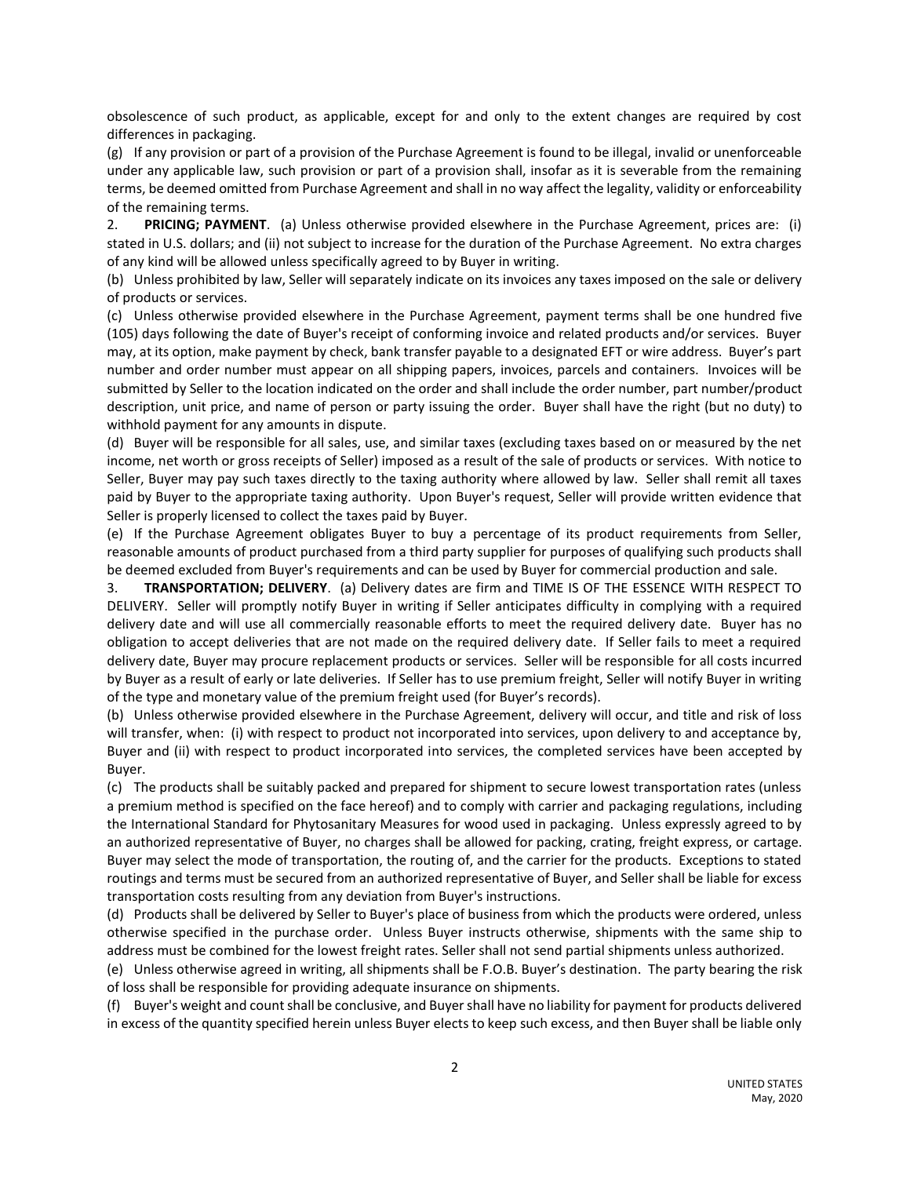obsolescence of such product, as applicable, except for and only to the extent changes are required by cost differences in packaging.

(g) If any provision or part of a provision of the Purchase Agreement is found to be illegal, invalid or unenforceable under any applicable law, such provision or part of a provision shall, insofar as it is severable from the remaining terms, be deemed omitted from Purchase Agreement and shall in no way affect the legality, validity or enforceability of the remaining terms.

2. **PRICING; PAYMENT**. (a) Unless otherwise provided elsewhere in the Purchase Agreement, prices are: (i) stated in U.S. dollars; and (ii) not subject to increase for the duration of the Purchase Agreement. No extra charges of any kind will be allowed unless specifically agreed to by Buyer in writing.

(b) Unless prohibited by law, Seller will separately indicate on its invoices any taxes imposed on the sale or delivery of products or services.

(c) Unless otherwise provided elsewhere in the Purchase Agreement, payment terms shall be one hundred five (105) days following the date of Buyer's receipt of conforming invoice and related products and/or services. Buyer may, at its option, make payment by check, bank transfer payable to a designated EFT or wire address. Buyer's part number and order number must appear on all shipping papers, invoices, parcels and containers. Invoices will be submitted by Seller to the location indicated on the order and shall include the order number, part number/product description, unit price, and name of person or party issuing the order. Buyer shall have the right (but no duty) to withhold payment for any amounts in dispute.

(d) Buyer will be responsible for all sales, use, and similar taxes (excluding taxes based on or measured by the net income, net worth or gross receipts of Seller) imposed as a result of the sale of products or services. With notice to Seller, Buyer may pay such taxes directly to the taxing authority where allowed by law. Seller shall remit all taxes paid by Buyer to the appropriate taxing authority. Upon Buyer's request, Seller will provide written evidence that Seller is properly licensed to collect the taxes paid by Buyer.

(e) If the Purchase Agreement obligates Buyer to buy a percentage of its product requirements from Seller, reasonable amounts of product purchased from a third party supplier for purposes of qualifying such products shall be deemed excluded from Buyer's requirements and can be used by Buyer for commercial production and sale.

3. **TRANSPORTATION; DELIVERY**. (a) Delivery dates are firm and TIME IS OF THE ESSENCE WITH RESPECT TO DELIVERY. Seller will promptly notify Buyer in writing if Seller anticipates difficulty in complying with a required delivery date and will use all commercially reasonable efforts to meet the required delivery date. Buyer has no obligation to accept deliveries that are not made on the required delivery date. If Seller fails to meet a required delivery date, Buyer may procure replacement products or services. Seller will be responsible for all costs incurred by Buyer as a result of early or late deliveries. If Seller has to use premium freight, Seller will notify Buyer in writing of the type and monetary value of the premium freight used (for Buyer's records).

(b) Unless otherwise provided elsewhere in the Purchase Agreement, delivery will occur, and title and risk of loss will transfer, when: (i) with respect to product not incorporated into services, upon delivery to and acceptance by, Buyer and (ii) with respect to product incorporated into services, the completed services have been accepted by Buyer.

(c) The products shall be suitably packed and prepared for shipment to secure lowest transportation rates (unless a premium method is specified on the face hereof) and to comply with carrier and packaging regulations, including the International Standard for Phytosanitary Measures for wood used in packaging. Unless expressly agreed to by an authorized representative of Buyer, no charges shall be allowed for packing, crating, freight express, or cartage. Buyer may select the mode of transportation, the routing of, and the carrier for the products. Exceptions to stated routings and terms must be secured from an authorized representative of Buyer, and Seller shall be liable for excess transportation costs resulting from any deviation from Buyer's instructions.

(d) Products shall be delivered by Seller to Buyer's place of business from which the products were ordered, unless otherwise specified in the purchase order. Unless Buyer instructs otherwise, shipments with the same ship to address must be combined for the lowest freight rates. Seller shall not send partial shipments unless authorized.

(e) Unless otherwise agreed in writing, all shipments shall be F.O.B. Buyer's destination. The party bearing the risk of loss shall be responsible for providing adequate insurance on shipments.

(f) Buyer's weight and count shall be conclusive, and Buyer shall have no liability for payment for products delivered in excess of the quantity specified herein unless Buyer elects to keep such excess, and then Buyer shall be liable only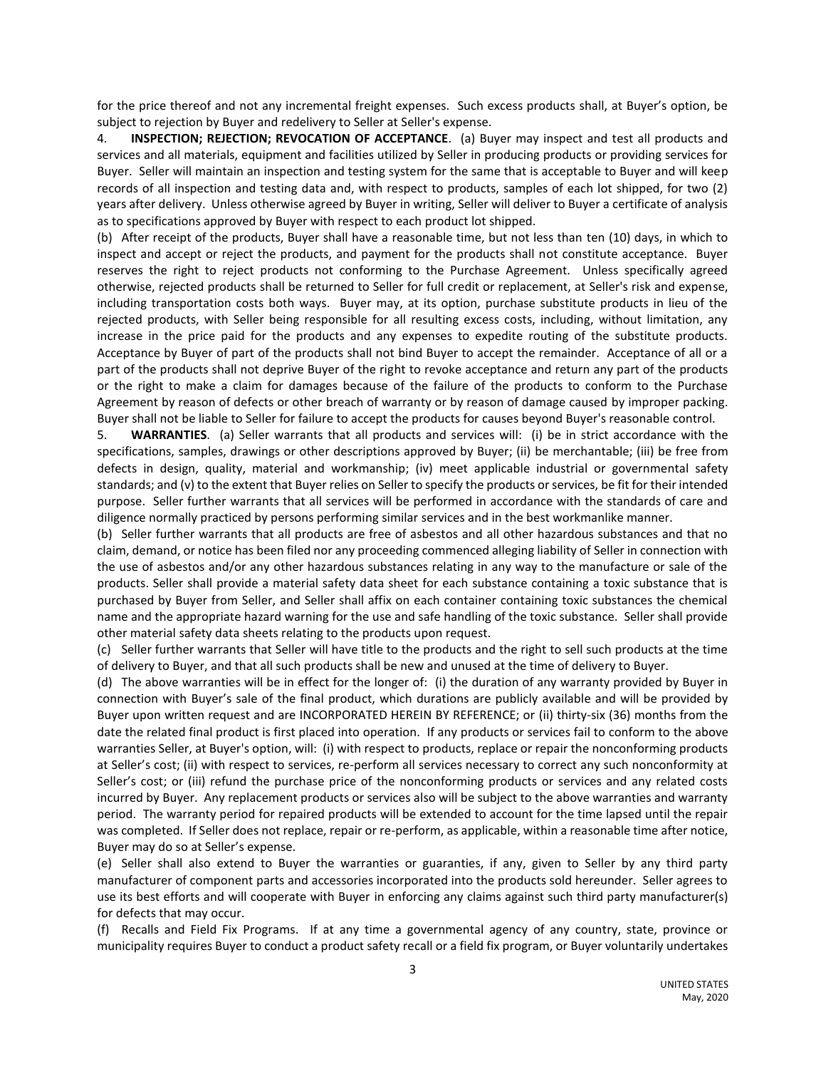for the price thereof and not any incremental freight expenses. Such excess products shall, at Buyer's option, be subject to rejection by Buyer and redelivery to Seller at Seller's expense.

4. **INSPECTION; REJECTION; REVOCATION OF ACCEPTANCE**. (a) Buyer may inspect and test all products and services and all materials, equipment and facilities utilized by Seller in producing products or providing services for Buyer. Seller will maintain an inspection and testing system for the same that is acceptable to Buyer and will keep records of all inspection and testing data and, with respect to products, samples of each lot shipped, for two (2) years after delivery. Unless otherwise agreed by Buyer in writing, Seller will deliver to Buyer a certificate of analysis as to specifications approved by Buyer with respect to each product lot shipped.

(b) After receipt of the products, Buyer shall have a reasonable time, but not less than ten (10) days, in which to inspect and accept or reject the products, and payment for the products shall not constitute acceptance. Buyer reserves the right to reject products not conforming to the Purchase Agreement. Unless specifically agreed otherwise, rejected products shall be returned to Seller for full credit or replacement, at Seller's risk and expense, including transportation costs both ways. Buyer may, at its option, purchase substitute products in lieu of the rejected products, with Seller being responsible for all resulting excess costs, including, without limitation, any increase in the price paid for the products and any expenses to expedite routing of the substitute products. Acceptance by Buyer of part of the products shall not bind Buyer to accept the remainder. Acceptance of all or a part of the products shall not deprive Buyer of the right to revoke acceptance and return any part of the products or the right to make a claim for damages because of the failure of the products to conform to the Purchase Agreement by reason of defects or other breach of warranty or by reason of damage caused by improper packing. Buyer shall not be liable to Seller for failure to accept the products for causes beyond Buyer's reasonable control.

5. **WARRANTIES**. (a) Seller warrants that all products and services will: (i) be in strict accordance with the specifications, samples, drawings or other descriptions approved by Buyer; (ii) be merchantable; (iii) be free from defects in design, quality, material and workmanship; (iv) meet applicable industrial or governmental safety standards; and (v) to the extent that Buyer relies on Seller to specify the products or services, be fit for their intended purpose. Seller further warrants that all services will be performed in accordance with the standards of care and diligence normally practiced by persons performing similar services and in the best workmanlike manner.

(b) Seller further warrants that all products are free of asbestos and all other hazardous substances and that no claim, demand, or notice has been filed nor any proceeding commenced alleging liability of Seller in connection with the use of asbestos and/or any other hazardous substances relating in any way to the manufacture or sale of the products. Seller shall provide a material safety data sheet for each substance containing a toxic substance that is purchased by Buyer from Seller, and Seller shall affix on each container containing toxic substances the chemical name and the appropriate hazard warning for the use and safe handling of the toxic substance. Seller shall provide other material safety data sheets relating to the products upon request.

(c) Seller further warrants that Seller will have title to the products and the right to sell such products at the time of delivery to Buyer, and that all such products shall be new and unused at the time of delivery to Buyer.

(d) The above warranties will be in effect for the longer of: (i) the duration of any warranty provided by Buyer in connection with Buyer's sale of the final product, which durations are publicly available and will be provided by Buyer upon written request and are INCORPORATED HEREIN BY REFERENCE; or (ii) thirty-six (36) months from the date the related final product is first placed into operation. If any products or services fail to conform to the above warranties Seller, at Buyer's option, will: (i) with respect to products, replace or repair the nonconforming products at Seller's cost; (ii) with respect to services, re-perform all services necessary to correct any such nonconformity at Seller's cost; or (iii) refund the purchase price of the nonconforming products or services and any related costs incurred by Buyer. Any replacement products or services also will be subject to the above warranties and warranty period. The warranty period for repaired products will be extended to account for the time lapsed until the repair was completed. If Seller does not replace, repair or re-perform, as applicable, within a reasonable time after notice, Buyer may do so at Seller's expense.

(e) Seller shall also extend to Buyer the warranties or guaranties, if any, given to Seller by any third party manufacturer of component parts and accessories incorporated into the products sold hereunder. Seller agrees to use its best efforts and will cooperate with Buyer in enforcing any claims against such third party manufacturer(s) for defects that may occur.

(f) Recalls and Field Fix Programs. If at any time a governmental agency of any country, state, province or municipality requires Buyer to conduct a product safety recall or a field fix program, or Buyer voluntarily undertakes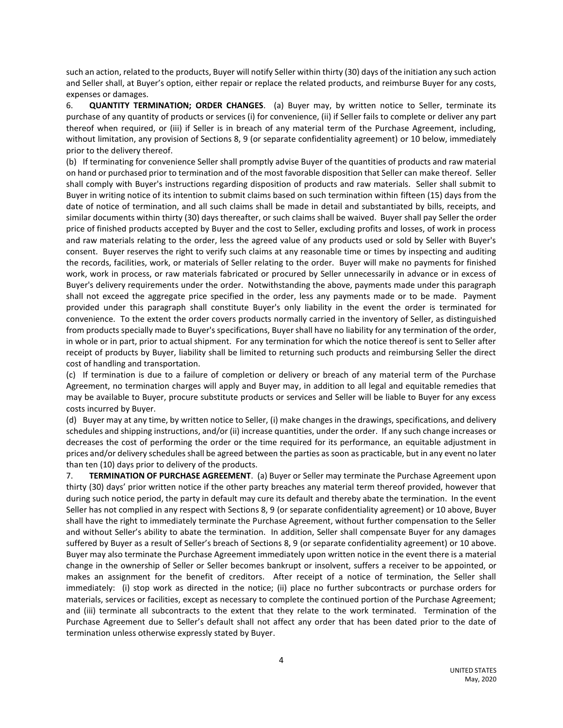such an action, related to the products, Buyer will notify Seller within thirty (30) days of the initiation any such action and Seller shall, at Buyer's option, either repair or replace the related products, and reimburse Buyer for any costs, expenses or damages.

6. **QUANTITY TERMINATION; ORDER CHANGES**. (a) Buyer may, by written notice to Seller, terminate its purchase of any quantity of products or services (i) for convenience, (ii) if Seller fails to complete or deliver any part thereof when required, or (iii) if Seller is in breach of any material term of the Purchase Agreement, including, without limitation, any provision of Sections 8, 9 (or separate confidentiality agreement) or 10 below, immediately prior to the delivery thereof.

(b) If terminating for convenience Seller shall promptly advise Buyer of the quantities of products and raw material on hand or purchased prior to termination and of the most favorable disposition that Seller can make thereof. Seller shall comply with Buyer's instructions regarding disposition of products and raw materials. Seller shall submit to Buyer in writing notice of its intention to submit claims based on such termination within fifteen (15) days from the date of notice of termination, and all such claims shall be made in detail and substantiated by bills, receipts, and similar documents within thirty (30) days thereafter, or such claims shall be waived. Buyer shall pay Seller the order price of finished products accepted by Buyer and the cost to Seller, excluding profits and losses, of work in process and raw materials relating to the order, less the agreed value of any products used or sold by Seller with Buyer's consent. Buyer reserves the right to verify such claims at any reasonable time or times by inspecting and auditing the records, facilities, work, or materials of Seller relating to the order. Buyer will make no payments for finished work, work in process, or raw materials fabricated or procured by Seller unnecessarily in advance or in excess of Buyer's delivery requirements under the order. Notwithstanding the above, payments made under this paragraph shall not exceed the aggregate price specified in the order, less any payments made or to be made. Payment provided under this paragraph shall constitute Buyer's only liability in the event the order is terminated for convenience. To the extent the order covers products normally carried in the inventory of Seller, as distinguished from products specially made to Buyer's specifications, Buyer shall have no liability for any termination of the order, in whole or in part, prior to actual shipment. For any termination for which the notice thereof is sent to Seller after receipt of products by Buyer, liability shall be limited to returning such products and reimbursing Seller the direct cost of handling and transportation.

(c) If termination is due to a failure of completion or delivery or breach of any material term of the Purchase Agreement, no termination charges will apply and Buyer may, in addition to all legal and equitable remedies that may be available to Buyer, procure substitute products or services and Seller will be liable to Buyer for any excess costs incurred by Buyer.

(d) Buyer may at any time, by written notice to Seller, (i) make changes in the drawings, specifications, and delivery schedules and shipping instructions, and/or (ii) increase quantities, under the order. If any such change increases or decreases the cost of performing the order or the time required for its performance, an equitable adjustment in prices and/or delivery schedules shall be agreed between the parties as soon as practicable, but in any event no later than ten (10) days prior to delivery of the products.

7. **TERMINATION OF PURCHASE AGREEMENT**. (a) Buyer or Seller may terminate the Purchase Agreement upon thirty (30) days' prior written notice if the other party breaches any material term thereof provided, however that during such notice period, the party in default may cure its default and thereby abate the termination. In the event Seller has not complied in any respect with Sections 8, 9 (or separate confidentiality agreement) or 10 above, Buyer shall have the right to immediately terminate the Purchase Agreement, without further compensation to the Seller and without Seller's ability to abate the termination. In addition, Seller shall compensate Buyer for any damages suffered by Buyer as a result of Seller's breach of Sections 8, 9 (or separate confidentiality agreement) or 10 above. Buyer may also terminate the Purchase Agreement immediately upon written notice in the event there is a material change in the ownership of Seller or Seller becomes bankrupt or insolvent, suffers a receiver to be appointed, or makes an assignment for the benefit of creditors. After receipt of a notice of termination, the Seller shall immediately: (i) stop work as directed in the notice; (ii) place no further subcontracts or purchase orders for materials, services or facilities, except as necessary to complete the continued portion of the Purchase Agreement; and (iii) terminate all subcontracts to the extent that they relate to the work terminated. Termination of the Purchase Agreement due to Seller's default shall not affect any order that has been dated prior to the date of termination unless otherwise expressly stated by Buyer.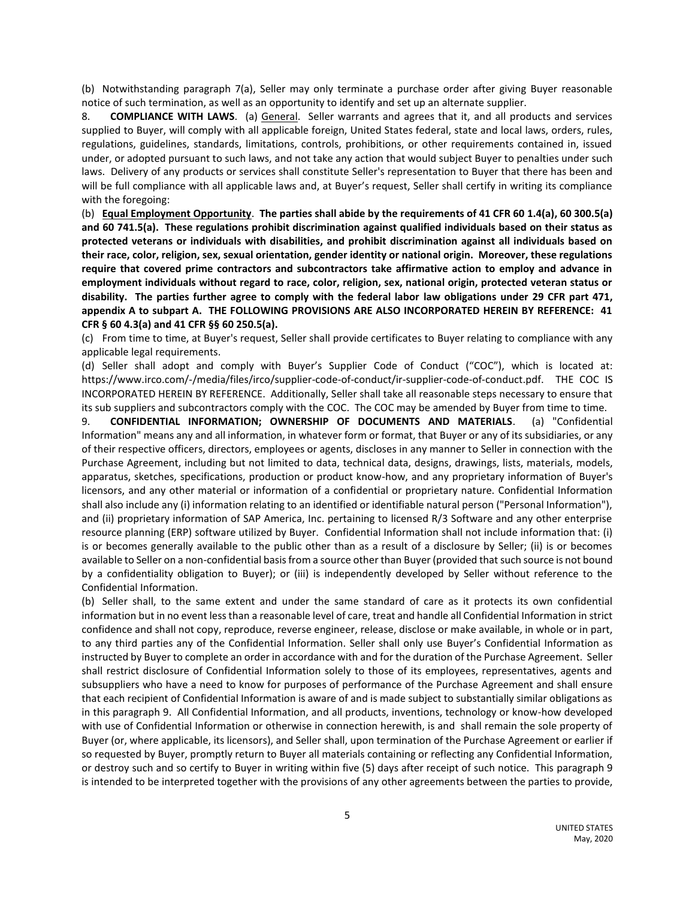(b) Notwithstanding paragraph 7(a), Seller may only terminate a purchase order after giving Buyer reasonable notice of such termination, as well as an opportunity to identify and set up an alternate supplier.

8. **COMPLIANCE WITH LAWS**. (a) General. Seller warrants and agrees that it, and all products and services supplied to Buyer, will comply with all applicable foreign, United States federal, state and local laws, orders, rules, regulations, guidelines, standards, limitations, controls, prohibitions, or other requirements contained in, issued under, or adopted pursuant to such laws, and not take any action that would subject Buyer to penalties under such laws. Delivery of any products or services shall constitute Seller's representation to Buyer that there has been and will be full compliance with all applicable laws and, at Buyer's request, Seller shall certify in writing its compliance with the foregoing:

(b) **Equal Employment Opportunity**. **The parties shall abide by the requirements of 41 CFR 60 1.4(a), 60 300.5(a) and 60 741.5(a). These regulations prohibit discrimination against qualified individuals based on their status as protected veterans or individuals with disabilities, and prohibit discrimination against all individuals based on their race, color, religion, sex, sexual orientation, gender identity or national origin. Moreover, these regulations require that covered prime contractors and subcontractors take affirmative action to employ and advance in employment individuals without regard to race, color, religion, sex, national origin, protected veteran status or disability. The parties further agree to comply with the federal labor law obligations under 29 CFR part 471, appendix A to subpart A. THE FOLLOWING PROVISIONS ARE ALSO INCORPORATED HEREIN BY REFERENCE: 41 CFR § 60 4.3(a) and 41 CFR §§ 60 250.5(a).**

(c) From time to time, at Buyer's request, Seller shall provide certificates to Buyer relating to compliance with any applicable legal requirements.

(d) Seller shall adopt and comply with Buyer's Supplier Code of Conduct ("COC"), which is located at: https://www.irco.com/-/media/files/irco/supplier-code-of-conduct/ir-supplier-code-of-conduct.pdf. THE COC IS INCORPORATED HEREIN BY REFERENCE. Additionally, Seller shall take all reasonable steps necessary to ensure that its sub suppliers and subcontractors comply with the COC. The COC may be amended by Buyer from time to time.

9. **CONFIDENTIAL INFORMATION; OWNERSHIP OF DOCUMENTS AND MATERIALS**. (a) "Confidential Information" means any and all information, in whatever form or format, that Buyer or any of its subsidiaries, or any of their respective officers, directors, employees or agents, discloses in any manner to Seller in connection with the Purchase Agreement, including but not limited to data, technical data, designs, drawings, lists, materials, models, apparatus, sketches, specifications, production or product know-how, and any proprietary information of Buyer's licensors, and any other material or information of a confidential or proprietary nature. Confidential Information shall also include any (i) information relating to an identified or identifiable natural person ("Personal Information"), and (ii) proprietary information of SAP America, Inc. pertaining to licensed R/3 Software and any other enterprise resource planning (ERP) software utilized by Buyer. Confidential Information shall not include information that: (i) is or becomes generally available to the public other than as a result of a disclosure by Seller; (ii) is or becomes available to Seller on a non-confidential basis from a source other than Buyer (provided that such source is not bound by a confidentiality obligation to Buyer); or (iii) is independently developed by Seller without reference to the Confidential Information.

(b) Seller shall, to the same extent and under the same standard of care as it protects its own confidential information but in no event less than a reasonable level of care, treat and handle all Confidential Information in strict confidence and shall not copy, reproduce, reverse engineer, release, disclose or make available, in whole or in part, to any third parties any of the Confidential Information. Seller shall only use Buyer's Confidential Information as instructed by Buyer to complete an order in accordance with and for the duration of the Purchase Agreement. Seller shall restrict disclosure of Confidential Information solely to those of its employees, representatives, agents and subsuppliers who have a need to know for purposes of performance of the Purchase Agreement and shall ensure that each recipient of Confidential Information is aware of and is made subject to substantially similar obligations as in this paragraph 9. All Confidential Information, and all products, inventions, technology or know-how developed with use of Confidential Information or otherwise in connection herewith, is and shall remain the sole property of Buyer (or, where applicable, its licensors), and Seller shall, upon termination of the Purchase Agreement or earlier if so requested by Buyer, promptly return to Buyer all materials containing or reflecting any Confidential Information, or destroy such and so certify to Buyer in writing within five (5) days after receipt of such notice. This paragraph 9 is intended to be interpreted together with the provisions of any other agreements between the parties to provide,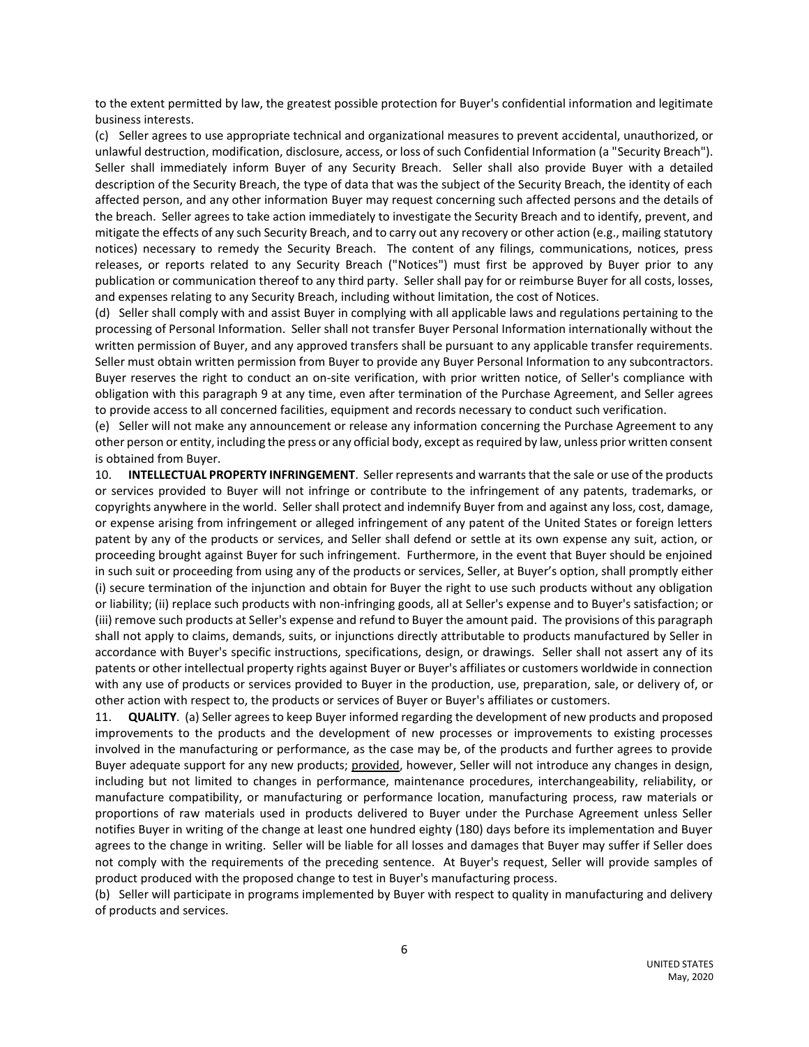to the extent permitted by law, the greatest possible protection for Buyer's confidential information and legitimate business interests.

(c) Seller agrees to use appropriate technical and organizational measures to prevent accidental, unauthorized, or unlawful destruction, modification, disclosure, access, or loss of such Confidential Information (a "Security Breach"). Seller shall immediately inform Buyer of any Security Breach. Seller shall also provide Buyer with a detailed description of the Security Breach, the type of data that was the subject of the Security Breach, the identity of each affected person, and any other information Buyer may request concerning such affected persons and the details of the breach. Seller agrees to take action immediately to investigate the Security Breach and to identify, prevent, and mitigate the effects of any such Security Breach, and to carry out any recovery or other action (e.g., mailing statutory notices) necessary to remedy the Security Breach. The content of any filings, communications, notices, press releases, or reports related to any Security Breach ("Notices") must first be approved by Buyer prior to any publication or communication thereof to any third party. Seller shall pay for or reimburse Buyer for all costs, losses, and expenses relating to any Security Breach, including without limitation, the cost of Notices.

(d) Seller shall comply with and assist Buyer in complying with all applicable laws and regulations pertaining to the processing of Personal Information. Seller shall not transfer Buyer Personal Information internationally without the written permission of Buyer, and any approved transfers shall be pursuant to any applicable transfer requirements. Seller must obtain written permission from Buyer to provide any Buyer Personal Information to any subcontractors. Buyer reserves the right to conduct an on-site verification, with prior written notice, of Seller's compliance with obligation with this paragraph 9 at any time, even after termination of the Purchase Agreement, and Seller agrees to provide access to all concerned facilities, equipment and records necessary to conduct such verification.

(e) Seller will not make any announcement or release any information concerning the Purchase Agreement to any other person or entity, including the press or any official body, except as required by law, unless prior written consent is obtained from Buyer.

10. **INTELLECTUAL PROPERTY INFRINGEMENT**. Seller represents and warrants that the sale or use of the products or services provided to Buyer will not infringe or contribute to the infringement of any patents, trademarks, or copyrights anywhere in the world. Seller shall protect and indemnify Buyer from and against any loss, cost, damage, or expense arising from infringement or alleged infringement of any patent of the United States or foreign letters patent by any of the products or services, and Seller shall defend or settle at its own expense any suit, action, or proceeding brought against Buyer for such infringement. Furthermore, in the event that Buyer should be enjoined in such suit or proceeding from using any of the products or services, Seller, at Buyer's option, shall promptly either (i) secure termination of the injunction and obtain for Buyer the right to use such products without any obligation or liability; (ii) replace such products with non-infringing goods, all at Seller's expense and to Buyer's satisfaction; or (iii) remove such products at Seller's expense and refund to Buyer the amount paid. The provisions of this paragraph shall not apply to claims, demands, suits, or injunctions directly attributable to products manufactured by Seller in accordance with Buyer's specific instructions, specifications, design, or drawings. Seller shall not assert any of its patents or other intellectual property rights against Buyer or Buyer's affiliates or customers worldwide in connection with any use of products or services provided to Buyer in the production, use, preparation, sale, or delivery of, or other action with respect to, the products or services of Buyer or Buyer's affiliates or customers.

11. **QUALITY**. (a) Seller agrees to keep Buyer informed regarding the development of new products and proposed improvements to the products and the development of new processes or improvements to existing processes involved in the manufacturing or performance, as the case may be, of the products and further agrees to provide Buyer adequate support for any new products; provided, however, Seller will not introduce any changes in design, including but not limited to changes in performance, maintenance procedures, interchangeability, reliability, or manufacture compatibility, or manufacturing or performance location, manufacturing process, raw materials or proportions of raw materials used in products delivered to Buyer under the Purchase Agreement unless Seller notifies Buyer in writing of the change at least one hundred eighty (180) days before its implementation and Buyer agrees to the change in writing. Seller will be liable for all losses and damages that Buyer may suffer if Seller does not comply with the requirements of the preceding sentence. At Buyer's request, Seller will provide samples of product produced with the proposed change to test in Buyer's manufacturing process.

(b) Seller will participate in programs implemented by Buyer with respect to quality in manufacturing and delivery of products and services.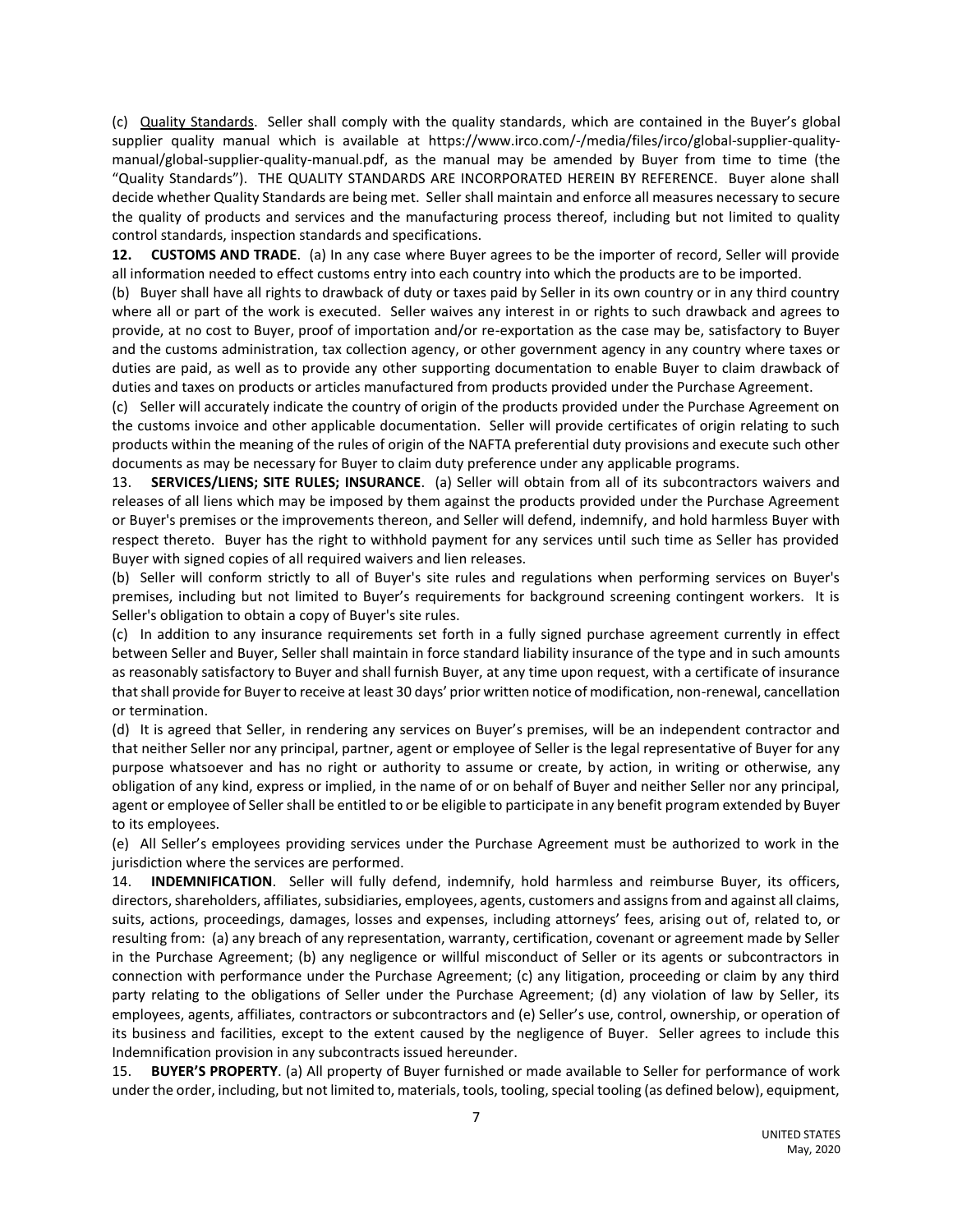(c) Quality Standards. Seller shall comply with the quality standards, which are contained in the Buyer's global supplier quality manual which is available at https://www.irco.com/-/media/files/irco/global-supplier-quality-manual/global-supplier-quality-manual.pdf, as the manual may be amended by Buyer from time to time (the "Quality Standards"). THE QUALITY STANDARDS ARE INCORPORATED HEREIN BY REFERENCE. Buyer alone shall decide whether Quality Standards are being met. Seller shall maintain and enforce all measures necessary to secure the quality of products and services and the manufacturing process thereof, including but not limited to quality control standards, inspection standards and specifications.

**12. CUSTOMS AND TRADE**. (a) In any case where Buyer agrees to be the importer of record, Seller will provide all information needed to effect customs entry into each country into which the products are to be imported.

(b) Buyer shall have all rights to drawback of duty or taxes paid by Seller in its own country or in any third country where all or part of the work is executed. Seller waives any interest in or rights to such drawback and agrees to provide, at no cost to Buyer, proof of importation and/or re-exportation as the case may be, satisfactory to Buyer and the customs administration, tax collection agency, or other government agency in any country where taxes or duties are paid, as well as to provide any other supporting documentation to enable Buyer to claim drawback of duties and taxes on products or articles manufactured from products provided under the Purchase Agreement.

(c) Seller will accurately indicate the country of origin of the products provided under the Purchase Agreement on the customs invoice and other applicable documentation. Seller will provide certificates of origin relating to such products within the meaning of the rules of origin of the NAFTA preferential duty provisions and execute such other documents as may be necessary for Buyer to claim duty preference under any applicable programs.

13. **SERVICES/LIENS; SITE RULES; INSURANCE**. (a) Seller will obtain from all of its subcontractors waivers and releases of all liens which may be imposed by them against the products provided under the Purchase Agreement or Buyer's premises or the improvements thereon, and Seller will defend, indemnify, and hold harmless Buyer with respect thereto. Buyer has the right to withhold payment for any services until such time as Seller has provided Buyer with signed copies of all required waivers and lien releases.

(b) Seller will conform strictly to all of Buyer's site rules and regulations when performing services on Buyer's premises, including but not limited to Buyer's requirements for background screening contingent workers. It is Seller's obligation to obtain a copy of Buyer's site rules.

(c) In addition to any insurance requirements set forth in a fully signed purchase agreement currently in effect between Seller and Buyer, Seller shall maintain in force standard liability insurance of the type and in such amounts as reasonably satisfactory to Buyer and shall furnish Buyer, at any time upon request, with a certificate of insurance that shall provide for Buyer to receive at least 30 days' prior written notice of modification, non-renewal, cancellation or termination.

(d) It is agreed that Seller, in rendering any services on Buyer's premises, will be an independent contractor and that neither Seller nor any principal, partner, agent or employee of Seller is the legal representative of Buyer for any purpose whatsoever and has no right or authority to assume or create, by action, in writing or otherwise, any obligation of any kind, express or implied, in the name of or on behalf of Buyer and neither Seller nor any principal, agent or employee of Seller shall be entitled to or be eligible to participate in any benefit program extended by Buyer to its employees.

(e) All Seller's employees providing services under the Purchase Agreement must be authorized to work in the jurisdiction where the services are performed.

14. **INDEMNIFICATION**. Seller will fully defend, indemnify, hold harmless and reimburse Buyer, its officers, directors, shareholders, affiliates, subsidiaries, employees, agents, customers and assigns from and against all claims, suits, actions, proceedings, damages, losses and expenses, including attorneys' fees, arising out of, related to, or resulting from: (a) any breach of any representation, warranty, certification, covenant or agreement made by Seller in the Purchase Agreement; (b) any negligence or willful misconduct of Seller or its agents or subcontractors in connection with performance under the Purchase Agreement; (c) any litigation, proceeding or claim by any third party relating to the obligations of Seller under the Purchase Agreement; (d) any violation of law by Seller, its employees, agents, affiliates, contractors or subcontractors and (e) Seller's use, control, ownership, or operation of its business and facilities, except to the extent caused by the negligence of Buyer. Seller agrees to include this Indemnification provision in any subcontracts issued hereunder.

15. **BUYER'S PROPERTY**. (a) All property of Buyer furnished or made available to Seller for performance of work under the order, including, but not limited to, materials, tools, tooling, special tooling (as defined below), equipment,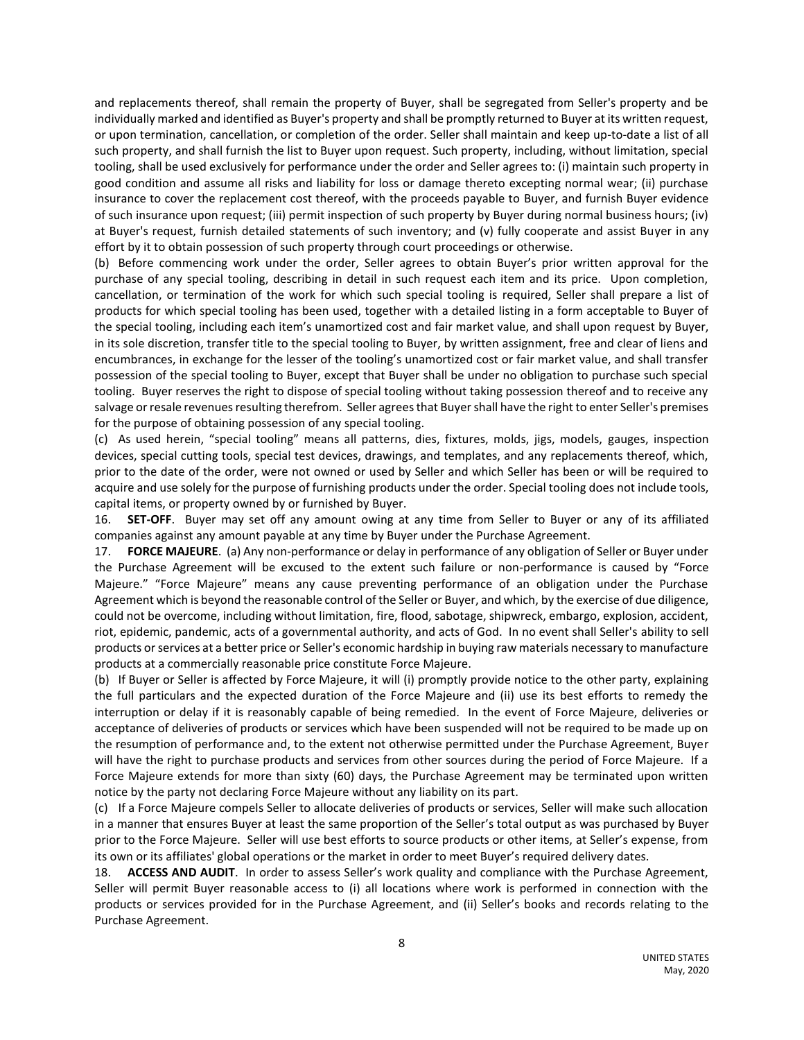and replacements thereof, shall remain the property of Buyer, shall be segregated from Seller's property and be individually marked and identified as Buyer's property and shall be promptly returned to Buyer at its written request, or upon termination, cancellation, or completion of the order. Seller shall maintain and keep up-to-date a list of all such property, and shall furnish the list to Buyer upon request. Such property, including, without limitation, special tooling, shall be used exclusively for performance under the order and Seller agrees to: (i) maintain such property in good condition and assume all risks and liability for loss or damage thereto excepting normal wear; (ii) purchase insurance to cover the replacement cost thereof, with the proceeds payable to Buyer, and furnish Buyer evidence of such insurance upon request; (iii) permit inspection of such property by Buyer during normal business hours; (iv) at Buyer's request, furnish detailed statements of such inventory; and (v) fully cooperate and assist Buyer in any effort by it to obtain possession of such property through court proceedings or otherwise.

(b) Before commencing work under the order, Seller agrees to obtain Buyer's prior written approval for the purchase of any special tooling, describing in detail in such request each item and its price. Upon completion, cancellation, or termination of the work for which such special tooling is required, Seller shall prepare a list of products for which special tooling has been used, together with a detailed listing in a form acceptable to Buyer of the special tooling, including each item's unamortized cost and fair market value, and shall upon request by Buyer, in its sole discretion, transfer title to the special tooling to Buyer, by written assignment, free and clear of liens and encumbrances, in exchange for the lesser of the tooling's unamortized cost or fair market value, and shall transfer possession of the special tooling to Buyer, except that Buyer shall be under no obligation to purchase such special tooling. Buyer reserves the right to dispose of special tooling without taking possession thereof and to receive any salvage or resale revenues resulting therefrom. Seller agrees that Buyer shall have the right to enter Seller's premises for the purpose of obtaining possession of any special tooling.

(c) As used herein, "special tooling" means all patterns, dies, fixtures, molds, jigs, models, gauges, inspection devices, special cutting tools, special test devices, drawings, and templates, and any replacements thereof, which, prior to the date of the order, were not owned or used by Seller and which Seller has been or will be required to acquire and use solely for the purpose of furnishing products under the order. Special tooling does not include tools, capital items, or property owned by or furnished by Buyer.

16. **SET-OFF**. Buyer may set off any amount owing at any time from Seller to Buyer or any of its affiliated companies against any amount payable at any time by Buyer under the Purchase Agreement.

17. **FORCE MAJEURE**. (a) Any non-performance or delay in performance of any obligation of Seller or Buyer under the Purchase Agreement will be excused to the extent such failure or non-performance is caused by "Force Majeure." "Force Majeure" means any cause preventing performance of an obligation under the Purchase Agreement which is beyond the reasonable control of the Seller or Buyer, and which, by the exercise of due diligence, could not be overcome, including without limitation, fire, flood, sabotage, shipwreck, embargo, explosion, accident, riot, epidemic, pandemic, acts of a governmental authority, and acts of God. In no event shall Seller's ability to sell products or services at a better price or Seller's economic hardship in buying raw materials necessary to manufacture products at a commercially reasonable price constitute Force Majeure.

(b) If Buyer or Seller is affected by Force Majeure, it will (i) promptly provide notice to the other party, explaining the full particulars and the expected duration of the Force Majeure and (ii) use its best efforts to remedy the interruption or delay if it is reasonably capable of being remedied. In the event of Force Majeure, deliveries or acceptance of deliveries of products or services which have been suspended will not be required to be made up on the resumption of performance and, to the extent not otherwise permitted under the Purchase Agreement, Buyer will have the right to purchase products and services from other sources during the period of Force Majeure. If a Force Majeure extends for more than sixty (60) days, the Purchase Agreement may be terminated upon written notice by the party not declaring Force Majeure without any liability on its part.

(c) If a Force Majeure compels Seller to allocate deliveries of products or services, Seller will make such allocation in a manner that ensures Buyer at least the same proportion of the Seller's total output as was purchased by Buyer prior to the Force Majeure. Seller will use best efforts to source products or other items, at Seller's expense, from its own or its affiliates' global operations or the market in order to meet Buyer's required delivery dates.

18. **ACCESS AND AUDIT**. In order to assess Seller's work quality and compliance with the Purchase Agreement, Seller will permit Buyer reasonable access to (i) all locations where work is performed in connection with the products or services provided for in the Purchase Agreement, and (ii) Seller's books and records relating to the Purchase Agreement.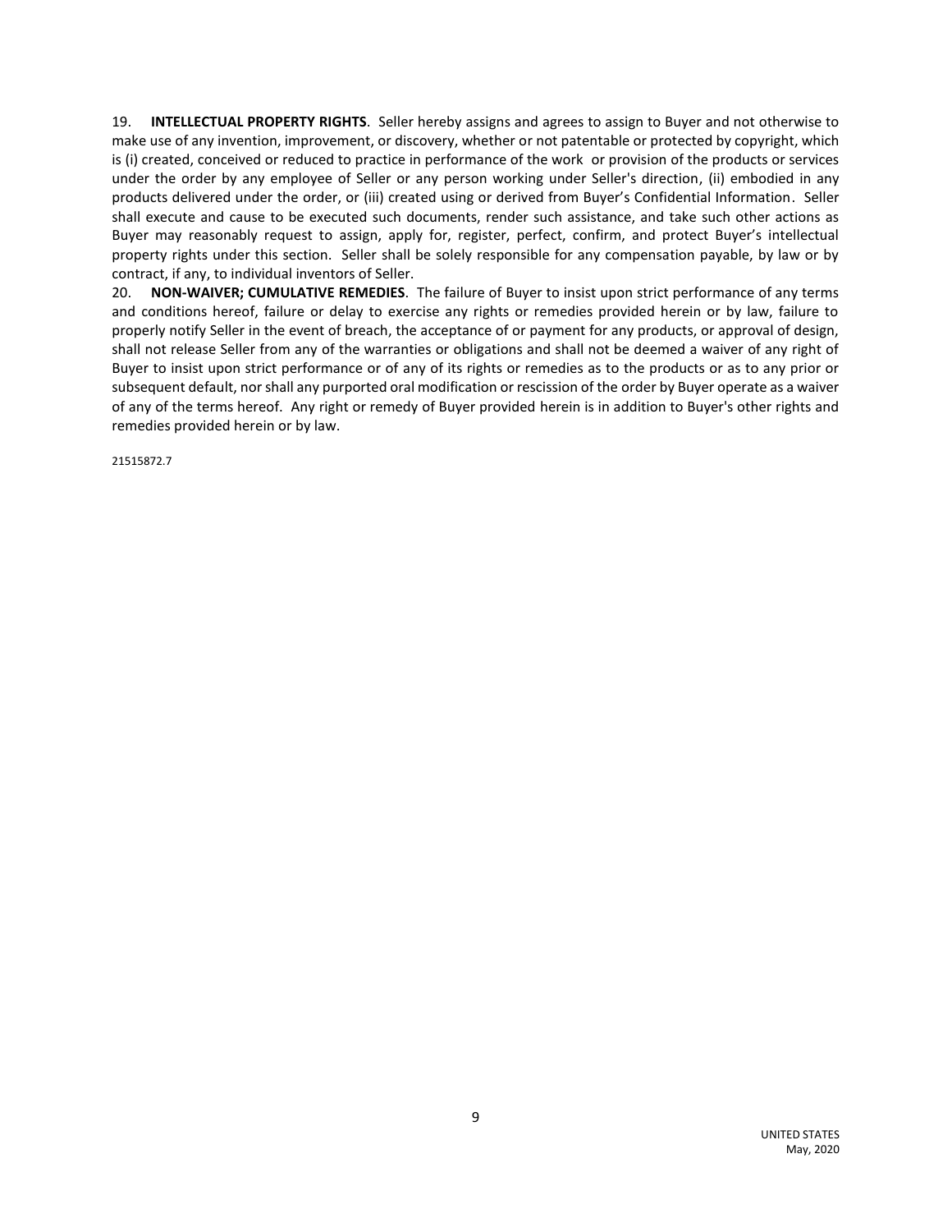19. **INTELLECTUAL PROPERTY RIGHTS**. Seller hereby assigns and agrees to assign to Buyer and not otherwise to make use of any invention, improvement, or discovery, whether or not patentable or protected by copyright, which is (i) created, conceived or reduced to practice in performance of the work or provision of the products or services under the order by any employee of Seller or any person working under Seller's direction, (ii) embodied in any products delivered under the order, or (iii) created using or derived from Buyer's Confidential Information. Seller shall execute and cause to be executed such documents, render such assistance, and take such other actions as Buyer may reasonably request to assign, apply for, register, perfect, confirm, and protect Buyer's intellectual property rights under this section. Seller shall be solely responsible for any compensation payable, by law or by contract, if any, to individual inventors of Seller.

20. **NON-WAIVER; CUMULATIVE REMEDIES**. The failure of Buyer to insist upon strict performance of any terms and conditions hereof, failure or delay to exercise any rights or remedies provided herein or by law, failure to properly notify Seller in the event of breach, the acceptance of or payment for any products, or approval of design, shall not release Seller from any of the warranties or obligations and shall not be deemed a waiver of any right of Buyer to insist upon strict performance or of any of its rights or remedies as to the products or as to any prior or subsequent default, nor shall any purported oral modification or rescission of the order by Buyer operate as a waiver of any of the terms hereof. Any right or remedy of Buyer provided herein is in addition to Buyer's other rights and remedies provided herein or by law.

21515872.7